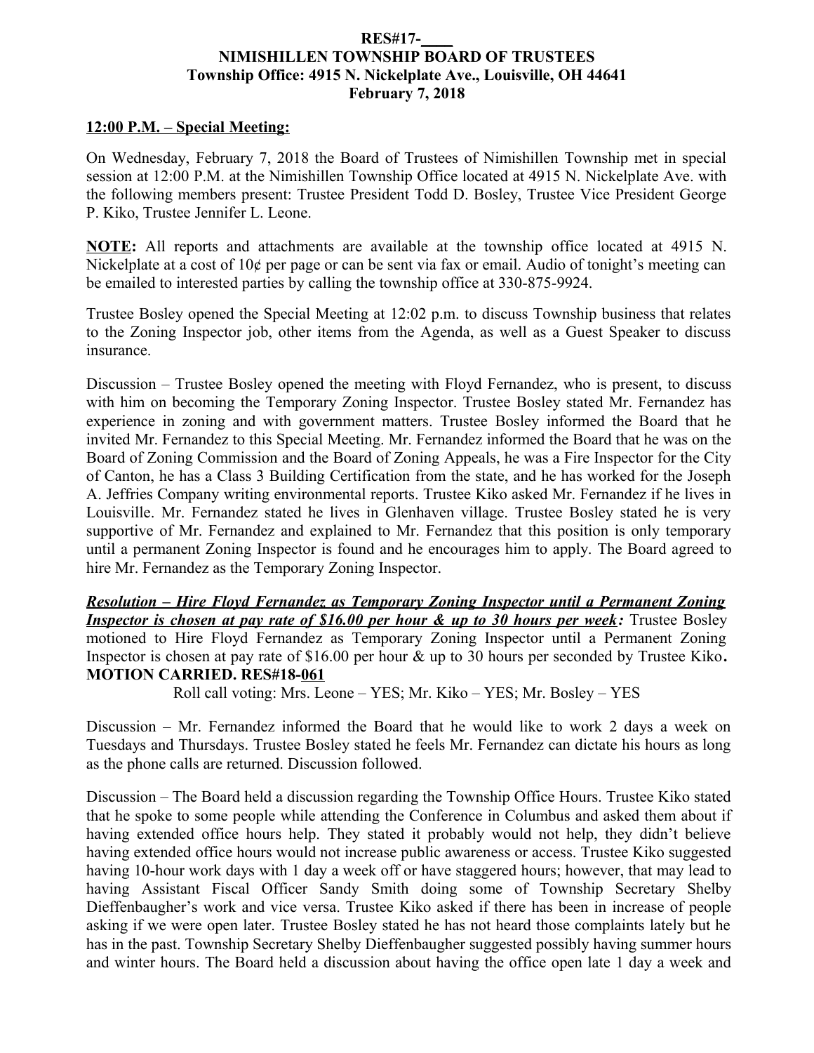**RES#17-____**
**NIMISHILLEN TOWNSHIP BOARD OF TRUSTEES**
**Township Office: 4915 N. Nickelplate Ave., Louisville, OH 44641**
**February 7, 2018**

**12:00 P.M. – Special Meeting:**

On Wednesday, February 7, 2018 the Board of Trustees of Nimishillen Township met in special session at 12:00 P.M. at the Nimishillen Township Office located at 4915 N. Nickelplate Ave. with the following members present: Trustee President Todd D. Bosley, Trustee Vice President George P. Kiko, Trustee Jennifer L. Leone.

**NOTE:** All reports and attachments are available at the township office located at 4915 N. Nickelplate at a cost of 10¢ per page or can be sent via fax or email. Audio of tonight's meeting can be emailed to interested parties by calling the township office at 330-875-9924.

Trustee Bosley opened the Special Meeting at 12:02 p.m. to discuss Township business that relates to the Zoning Inspector job, other items from the Agenda, as well as a Guest Speaker to discuss insurance.

Discussion – Trustee Bosley opened the meeting with Floyd Fernandez, who is present, to discuss with him on becoming the Temporary Zoning Inspector. Trustee Bosley stated Mr. Fernandez has experience in zoning and with government matters. Trustee Bosley informed the Board that he invited Mr. Fernandez to this Special Meeting. Mr. Fernandez informed the Board that he was on the Board of Zoning Commission and the Board of Zoning Appeals, he was a Fire Inspector for the City of Canton, he has a Class 3 Building Certification from the state, and he has worked for the Joseph A. Jeffries Company writing environmental reports. Trustee Kiko asked Mr. Fernandez if he lives in Louisville. Mr. Fernandez stated he lives in Glenhaven village. Trustee Bosley stated he is very supportive of Mr. Fernandez and explained to Mr. Fernandez that this position is only temporary until a permanent Zoning Inspector is found and he encourages him to apply. The Board agreed to hire Mr. Fernandez as the Temporary Zoning Inspector.

***Resolution – Hire Floyd Fernandez as Temporary Zoning Inspector until a Permanent Zoning Inspector is chosen at pay rate of $16.00 per hour & up to 30 hours per week:*** Trustee Bosley motioned to Hire Floyd Fernandez as Temporary Zoning Inspector until a Permanent Zoning Inspector is chosen at pay rate of $16.00 per hour & up to 30 hours per seconded by Trustee Kiko. **MOTION CARRIED. RES#18-061**

Roll call voting: Mrs. Leone – YES; Mr. Kiko – YES; Mr. Bosley – YES

Discussion – Mr. Fernandez informed the Board that he would like to work 2 days a week on Tuesdays and Thursdays. Trustee Bosley stated he feels Mr. Fernandez can dictate his hours as long as the phone calls are returned. Discussion followed.

Discussion – The Board held a discussion regarding the Township Office Hours. Trustee Kiko stated that he spoke to some people while attending the Conference in Columbus and asked them about if having extended office hours help. They stated it probably would not help, they didn't believe having extended office hours would not increase public awareness or access. Trustee Kiko suggested having 10-hour work days with 1 day a week off or have staggered hours; however, that may lead to having Assistant Fiscal Officer Sandy Smith doing some of Township Secretary Shelby Dieffenbaugher's work and vice versa. Trustee Kiko asked if there has been in increase of people asking if we were open later. Trustee Bosley stated he has not heard those complaints lately but he has in the past. Township Secretary Shelby Dieffenbaugher suggested possibly having summer hours and winter hours. The Board held a discussion about having the office open late 1 day a week and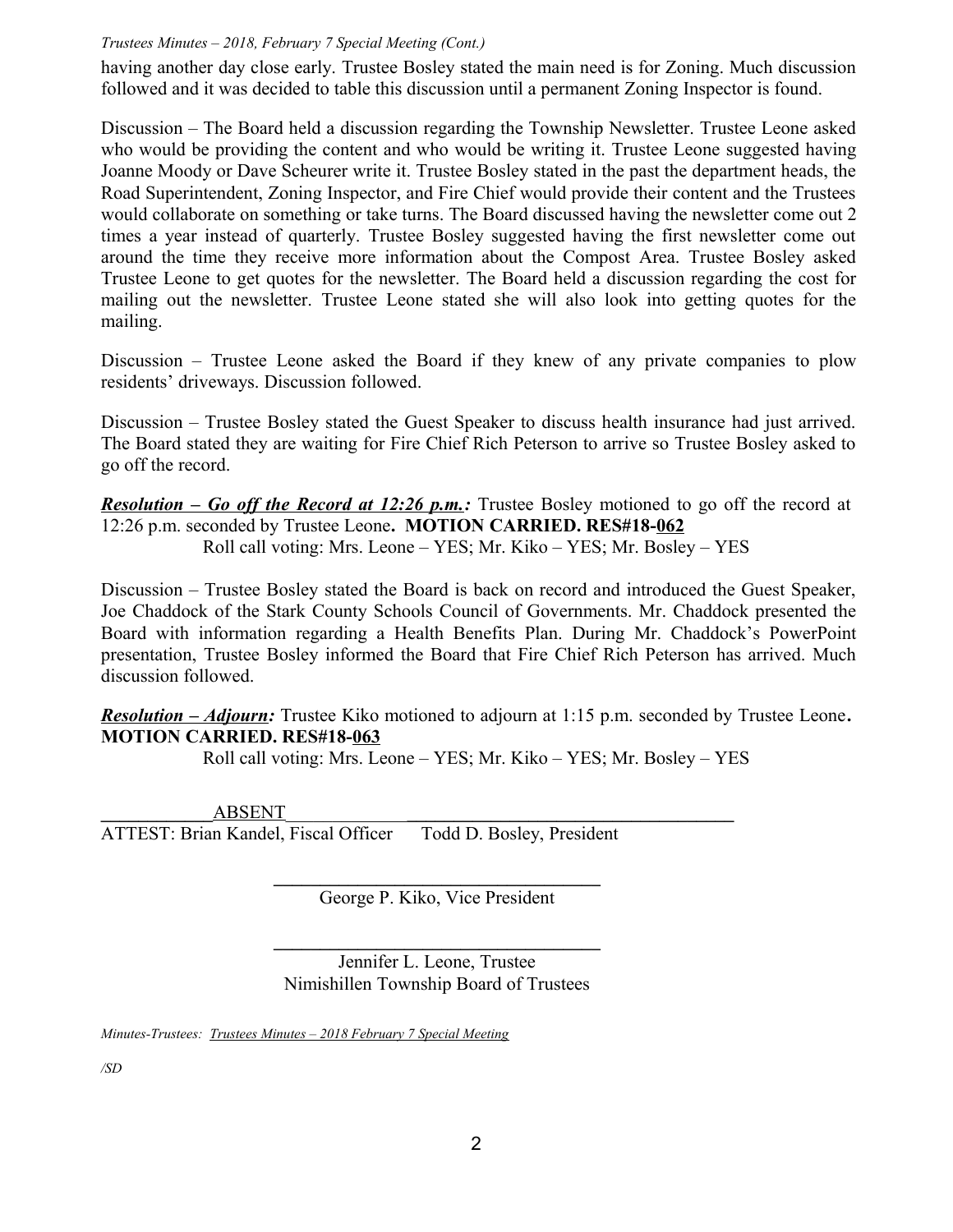having another day close early. Trustee Bosley stated the main need is for Zoning. Much discussion followed and it was decided to table this discussion until a permanent Zoning Inspector is found.

Discussion – The Board held a discussion regarding the Township Newsletter. Trustee Leone asked who would be providing the content and who would be writing it. Trustee Leone suggested having Joanne Moody or Dave Scheurer write it. Trustee Bosley stated in the past the department heads, the Road Superintendent, Zoning Inspector, and Fire Chief would provide their content and the Trustees would collaborate on something or take turns. The Board discussed having the newsletter come out 2 times a year instead of quarterly. Trustee Bosley suggested having the first newsletter come out around the time they receive more information about the Compost Area. Trustee Bosley asked Trustee Leone to get quotes for the newsletter. The Board held a discussion regarding the cost for mailing out the newsletter. Trustee Leone stated she will also look into getting quotes for the mailing.

Discussion – Trustee Leone asked the Board if they knew of any private companies to plow residents' driveways. Discussion followed.

Discussion – Trustee Bosley stated the Guest Speaker to discuss health insurance had just arrived. The Board stated they are waiting for Fire Chief Rich Peterson to arrive so Trustee Bosley asked to go off the record.

***Resolution – Go off the Record at 12:26 p.m.:*** Trustee Bosley motioned to go off the record at 12:26 p.m. seconded by Trustee Leone**. MOTION CARRIED. RES#18-<u>062</u>**

Roll call voting: Mrs. Leone – YES; Mr. Kiko – YES; Mr. Bosley – YES

Discussion – Trustee Bosley stated the Board is back on record and introduced the Guest Speaker, Joe Chaddock of the Stark County Schools Council of Governments. Mr. Chaddock presented the Board with information regarding a Health Benefits Plan. During Mr. Chaddock's PowerPoint presentation, Trustee Bosley informed the Board that Fire Chief Rich Peterson has arrived. Much discussion followed.

***Resolution – Adjourn:*** Trustee Kiko motioned to adjourn at 1:15 p.m. seconded by Trustee Leone**. MOTION CARRIED. RES#18-<u>063</u>**

Roll call voting: Mrs. Leone – YES; Mr. Kiko – YES; Mr. Bosley – YES

\_\_\_\_\_\_\_\_\_\_\_\_ABSENT\_\_\_\_\_\_\_\_\_\_\_\_ \_\_\_\_\_\_\_\_\_\_\_\_\_\_\_\_\_\_\_\_\_\_\_\_\_\_\_\_\_\_\_\_\_\_\_\_

ATTEST: Brian Kandel, Fiscal Officer Todd D. Bosley, President

\_\_\_\_\_\_\_\_\_\_\_\_\_\_\_\_\_\_\_\_\_\_\_\_\_\_\_\_\_\_\_\_\_\_\_\_

George P. Kiko, Vice President

\_\_\_\_\_\_\_\_\_\_\_\_\_\_\_\_\_\_\_\_\_\_\_\_\_\_\_\_\_\_\_\_\_\_\_\_

Jennifer L. Leone, Trustee
Nimishillen Township Board of Trustees

*Minutes-Trustees: <u>Trustees Minutes – 2018 February 7 Special Meeting</u>*

*/SD*